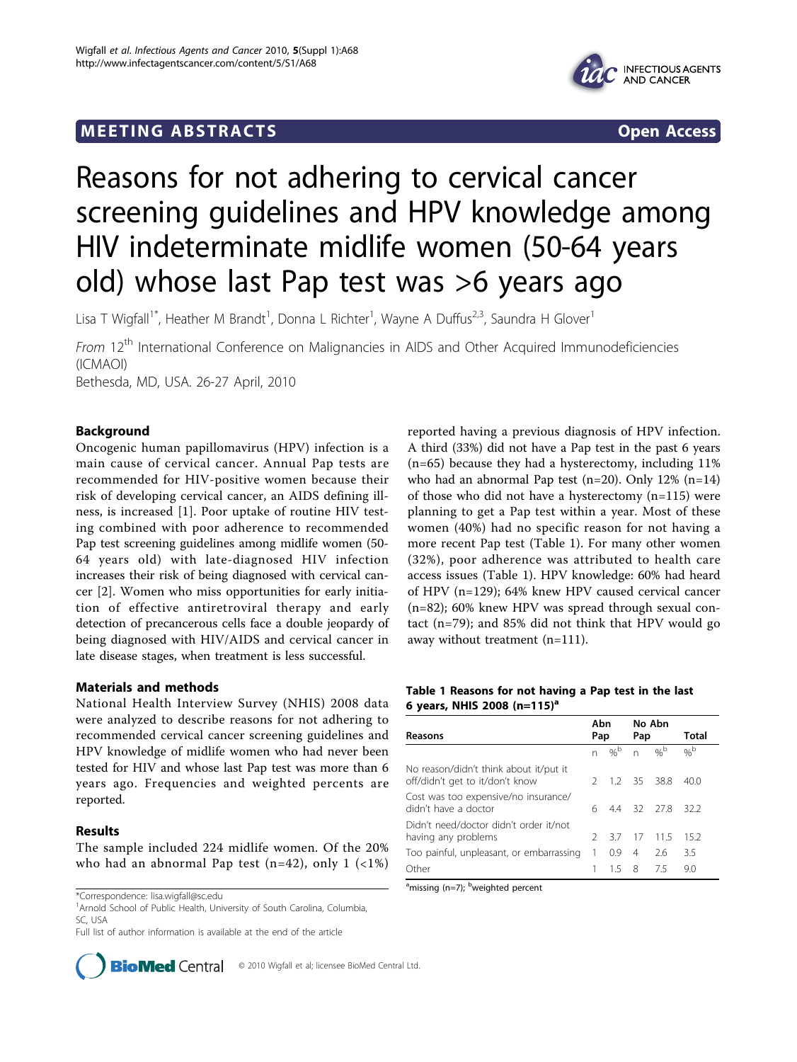MEETING ABSTRACTS

Open Access

# Reasons for not adhering to cervical cancer screening guidelines and HPV knowledge among HIV indeterminate midlife women (50-64 years old) whose last Pap test was >6 years ago

Lisa T Wigfall[1*], Heather M Brandt[1], Donna L Richter[1], Wayne A Duffus[2,3], Saundra H Glover[1]

*From* 12[th] International Conference on Malignancies in AIDS and Other Acquired Immunodeficiencies (ICMAOI)
Bethesda, MD, USA. 26-27 April, 2010

## Background

Oncogenic human papillomavirus (HPV) infection is a main cause of cervical cancer. Annual Pap tests are recommended for HIV-positive women because their risk of developing cervical cancer, an AIDS defining illness, is increased [1]. Poor uptake of routine HIV testing combined with poor adherence to recommended Pap test screening guidelines among midlife women (50-64 years old) with late-diagnosed HIV infection increases their risk of being diagnosed with cervical cancer [2]. Women who miss opportunities for early initiation of effective antiretroviral therapy and early detection of precancerous cells face a double jeopardy of being diagnosed with HIV/AIDS and cervical cancer in late disease stages, when treatment is less successful.

## Materials and methods

National Health Interview Survey (NHIS) 2008 data were analyzed to describe reasons for not adhering to recommended cervical cancer screening guidelines and HPV knowledge of midlife women who had never been tested for HIV and whose last Pap test was more than 6 years ago. Frequencies and weighted percents are reported.

## Results

The sample included 224 midlife women. Of the 20% who had an abnormal Pap test (n=42), only 1 (<1%) reported having a previous diagnosis of HPV infection. A third (33%) did not have a Pap test in the past 6 years (n=65) because they had a hysterectomy, including 11% who had an abnormal Pap test (n=20). Only 12% (n=14) of those who did not have a hysterectomy (n=115) were planning to get a Pap test within a year. Most of these women (40%) had no specific reason for not having a more recent Pap test (Table 1). For many other women (32%), poor adherence was attributed to health care access issues (Table 1). HPV knowledge: 60% had heard of HPV (n=129); 64% knew HPV caused cervical cancer (n=82); 60% knew HPV was spread through sexual contact (n=79); and 85% did not think that HPV would go away without treatment (n=111).

**Table 1 Reasons for not having a Pap test in the last 6 years, NHIS 2008 (n=115)[a]**

| Reasons | Abn Pap | | No Abn Pap | | Total |
|---|---|---|---|---|---|
| | n | %[b] | n | %[b] | %[b] |
| No reason/didn't think about it/put it off/didn't get to it/don't know | 2 | 1.2 | 35 | 38.8 | 40.0 |
| Cost was too expensive/no insurance/didn't have a doctor | 6 | 4.4 | 32 | 27.8 | 32.2 |
| Didn't need/doctor didn't order it/not having any problems | 2 | 3.7 | 17 | 11.5 | 15.2 |
| Too painful, unpleasant, or embarrassing | 1 | 0.9 | 4 | 2.6 | 3.5 |
| Other | 1 | 1.5 | 8 | 7.5 | 9.0 |

[a]missing (n=7); [b]weighted percent

*Correspondence: lisa.wigfall@sc.edu
[1]Arnold School of Public Health, University of South Carolina, Columbia, SC, USA
Full list of author information is available at the end of the article

© 2010 Wigfall et al; licensee BioMed Central Ltd.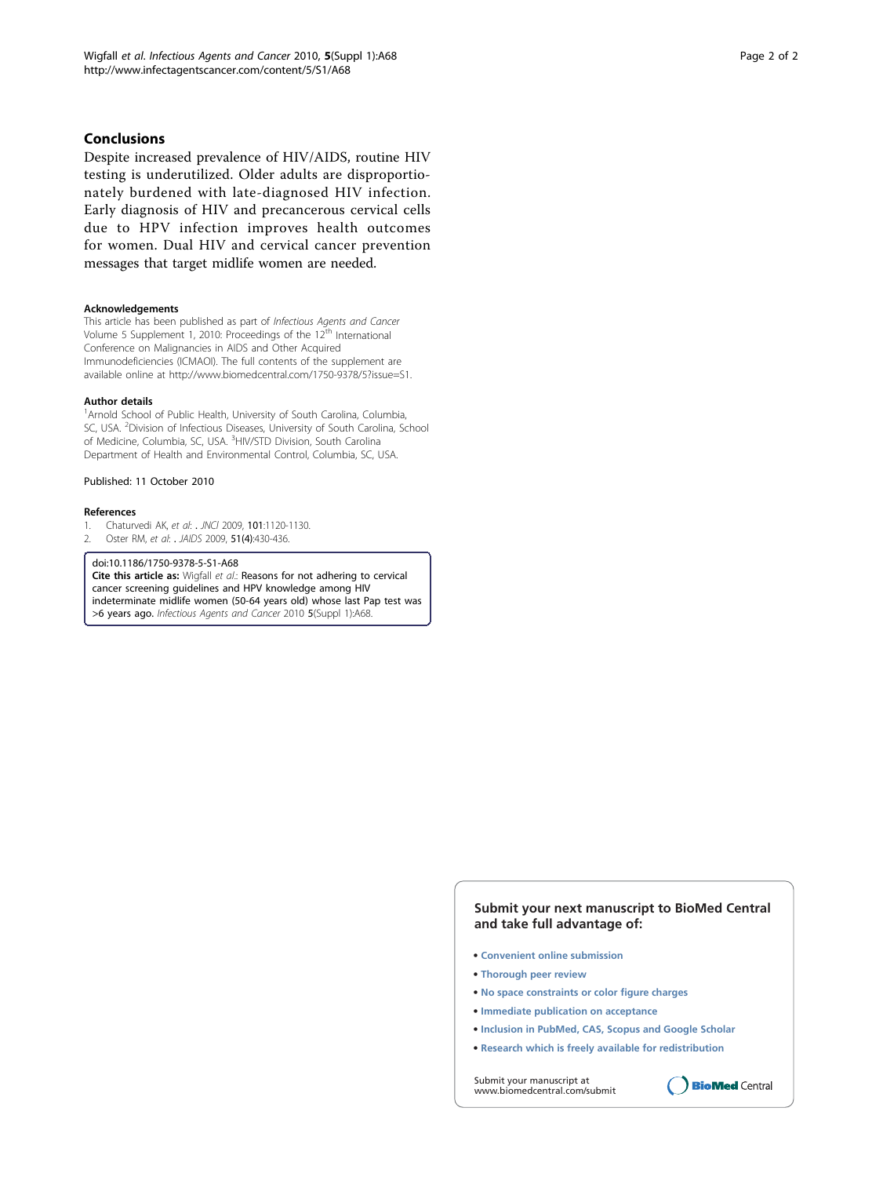## Conclusions

Despite increased prevalence of HIV/AIDS, routine HIV testing is underutilized. Older adults are disproportionately burdened with late-diagnosed HIV infection. Early diagnosis of HIV and precancerous cervical cells due to HPV infection improves health outcomes for women. Dual HIV and cervical cancer prevention messages that target midlife women are needed.

#### Acknowledgements

This article has been published as part of *Infectious Agents and Cancer* Volume 5 Supplement 1, 2010: Proceedings of the 12th International Conference on Malignancies in AIDS and Other Acquired Immunodeficiencies (ICMAOI). The full contents of the supplement are available online at http://www.biomedcentral.com/1750-9378/5?issue=S1.

#### Author details

[1]Arnold School of Public Health, University of South Carolina, Columbia, SC, USA. [2]Division of Infectious Diseases, University of South Carolina, School of Medicine, Columbia, SC, USA. [3]HIV/STD Division, South Carolina Department of Health and Environmental Control, Columbia, SC, USA.

Published: 11 October 2010

#### References

1. Chaturvedi AK, *et al*: . *JNCI* 2009, **101**:1120-1130.
2. Oster RM, *et al*: . *JAIDS* 2009, **51(4)**:430-436.

doi:10.1186/1750-9378-5-S1-A68

**Cite this article as:** Wigfall *et al.*: Reasons for not adhering to cervical cancer screening guidelines and HPV knowledge among HIV indeterminate midlife women (50-64 years old) whose last Pap test was >6 years ago. *Infectious Agents and Cancer* 2010 **5**(Suppl 1):A68.

**Submit your next manuscript to BioMed Central and take full advantage of:**

- **Convenient online submission**
- **Thorough peer review**
- **No space constraints or color figure charges**
- **Immediate publication on acceptance**
- **Inclusion in PubMed, CAS, Scopus and Google Scholar**
- **Research which is freely available for redistribution**

Submit your manuscript at
www.biomedcentral.com/submit

BioMed Central